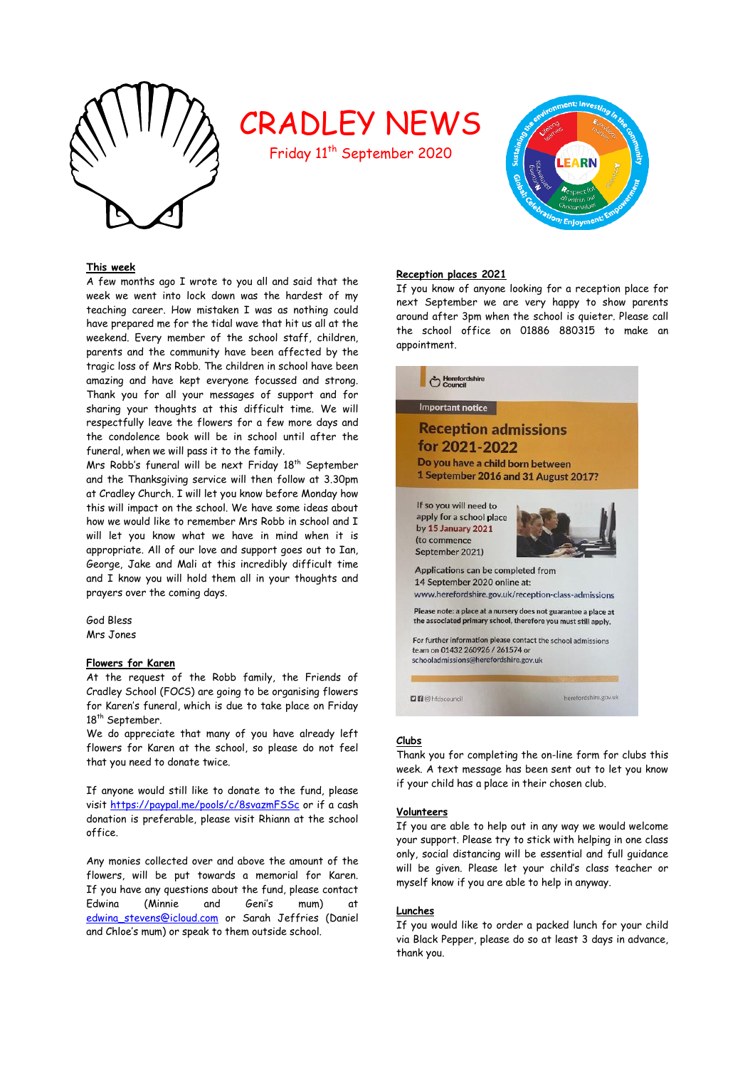# CRADLEY NEWS

Friday 11th September 2020

## This week

A few months ago I wrote to you all and said that the week we went into lock down was the hardest of my teaching career. How mistaken I was as nothing could have prepared me for the tidal wave that hit us all at the weekend. Every member of the school staff, children, parents and the community have been affected by the tragic loss of Mrs Robb. The children in school have been amazing and have kept everyone focussed and strong. Thank you for all your messages of support and for sharing your thoughts at this difficult time. We will respectfully leave the flowers for a few more days and the condolence book will be in school until after the funeral, when we will pass it to the family.

Mrs Robb's funeral will be next Friday 18th September and the Thanksgiving service will then follow at 3.30pm at Cradley Church. I will let you know before Monday how this will impact on the school. We have some ideas about how we would like to remember Mrs Robb in school and I will let you know what we have in mind when it is appropriate. All of our love and support goes out to Ian, George, Jake and Mali at this incredibly difficult time and I know you will hold them all in your thoughts and prayers over the coming days.

God Bless
Mrs Jones

## Flowers for Karen

At the request of the Robb family, the Friends of Cradley School (FOCS) are going to be organising flowers for Karen's funeral, which is due to take place on Friday 18th September.

We do appreciate that many of you have already left flowers for Karen at the school, so please do not feel that you need to donate twice.

If anyone would still like to donate to the fund, please visit https://paypal.me/pools/c/8svazmFSSc or if a cash donation is preferable, please visit Rhiann at the school office.

Any monies collected over and above the amount of the flowers, will be put towards a memorial for Karen. If you have any questions about the fund, please contact Edwina (Minnie and Geni's mum) at edwina_stevens@icloud.com or Sarah Jeffries (Daniel and Chloe's mum) or speak to them outside school.

## Reception places 2021

If you know of anyone looking for a reception place for next September we are very happy to show parents around after 3pm when the school is quieter. Please call the school office on 01886 880315 to make an appointment.

Herefordshire Council

Important notice

**Reception admissions for 2021-2022**

**Do you have a child born between 1 September 2016 and 31 August 2017?**

If so you will need to apply for a school place by **15 January 2021** (to commence September 2021)

Applications can be completed from 14 September 2020 online at: www.herefordshire.gov.uk/reception-class-admissions

Please note: a place at a nursery does not guarantee a place at the associated primary school, therefore you must still apply.

For further information please contact the school admissions team on 01432 260926 / 261574 or schooladmissions@herefordshire.gov.uk

hfdscouncil herefordshire.gov.uk

## Clubs

Thank you for completing the on-line form for clubs this week. A text message has been sent out to let you know if your child has a place in their chosen club.

## Volunteers

If you are able to help out in any way we would welcome your support. Please try to stick with helping in one class only, social distancing will be essential and full guidance will be given. Please let your child's class teacher or myself know if you are able to help in anyway.

## Lunches

If you would like to order a packed lunch for your child via Black Pepper, please do so at least 3 days in advance, thank you.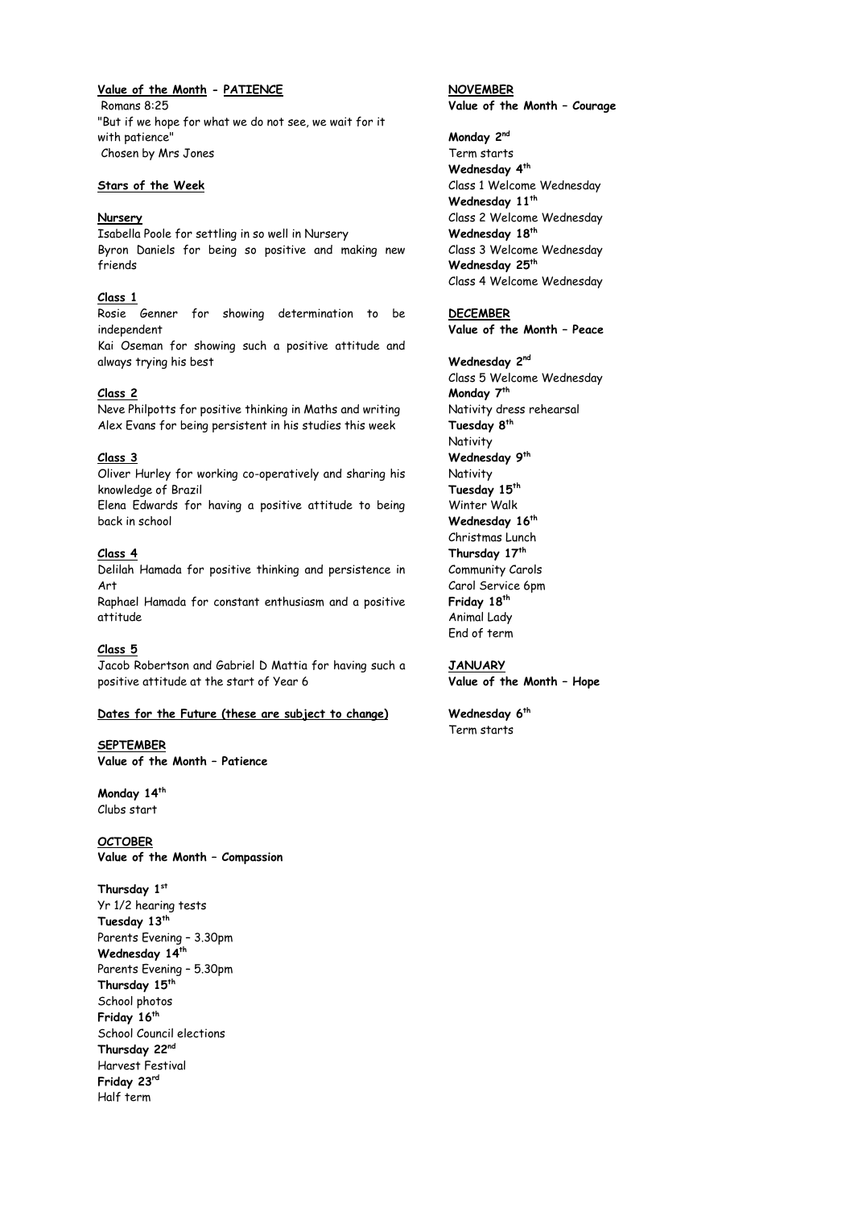**Value of the Month - PATIENCE**

Romans 8:25
"But if we hope for what we do not see, we wait for it with patience"
Chosen by Mrs Jones

**Stars of the Week**

**Nursery**

Isabella Poole for settling in so well in Nursery
Byron Daniels for being so positive and making new friends

**Class 1**

Rosie Genner for showing determination to be independent
Kai Oseman for showing such a positive attitude and always trying his best

**Class 2**

Neve Philpotts for positive thinking in Maths and writing
Alex Evans for being persistent in his studies this week

**Class 3**

Oliver Hurley for working co-operatively and sharing his knowledge of Brazil
Elena Edwards for having a positive attitude to being back in school

**Class 4**

Delilah Hamada for positive thinking and persistence in Art
Raphael Hamada for constant enthusiasm and a positive attitude

**Class 5**

Jacob Robertson and Gabriel D Mattia for having such a positive attitude at the start of Year 6

**Dates for the Future (these are subject to change)**

**SEPTEMBER**
**Value of the Month – Patience**

**Monday 14th**
Clubs start

**OCTOBER**
**Value of the Month – Compassion**

**Thursday 1st**
Yr 1/2 hearing tests
**Tuesday 13th**
Parents Evening – 3.30pm
**Wednesday 14th**
Parents Evening – 5.30pm
**Thursday 15th**
School photos
**Friday 16th**
School Council elections
**Thursday 22nd**
Harvest Festival
**Friday 23rd**
Half term

**NOVEMBER**
**Value of the Month – Courage**

**Monday 2nd**
Term starts
**Wednesday 4th**
Class 1 Welcome Wednesday
**Wednesday 11th**
Class 2 Welcome Wednesday
**Wednesday 18th**
Class 3 Welcome Wednesday
**Wednesday 25th**
Class 4 Welcome Wednesday

**DECEMBER**
**Value of the Month – Peace**

**Wednesday 2nd**
Class 5 Welcome Wednesday
**Monday 7th**
Nativity dress rehearsal
**Tuesday 8th**
Nativity
**Wednesday 9th**
Nativity
**Tuesday 15th**
Winter Walk
**Wednesday 16th**
Christmas Lunch
**Thursday 17th**
Community Carols
Carol Service 6pm
**Friday 18th**
Animal Lady
End of term

**JANUARY**
**Value of the Month – Hope**

**Wednesday 6th**
Term starts